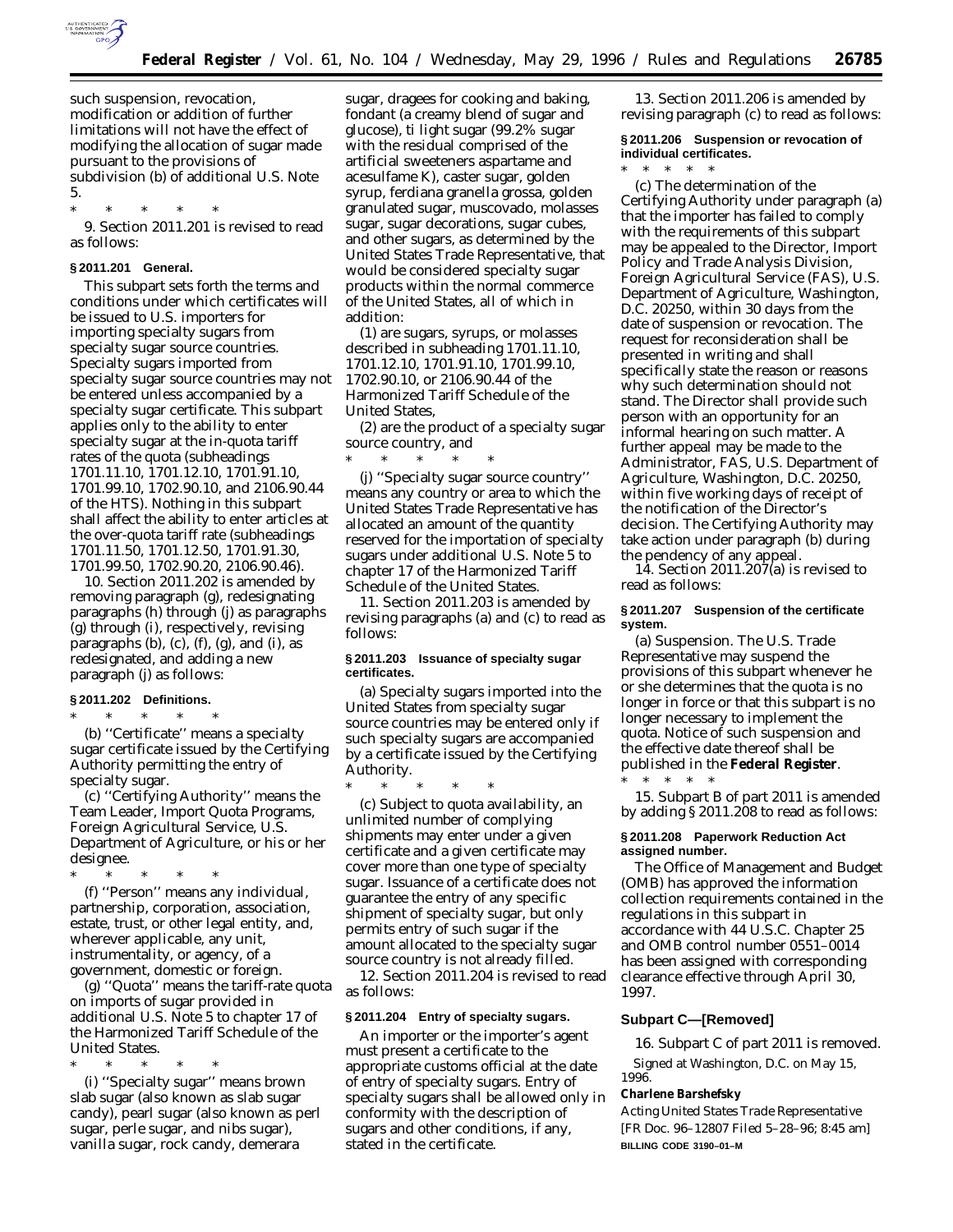such suspension, revocation, modification or addition of further limitations will not have the effect of modifying the allocation of sugar made pursuant to the provisions of subdivision (b) of additional U.S. Note 5.

\* \* \* \* \*

9. Section 2011.201 is revised to read as follows:

**§ 2011.201 General.**

This subpart sets forth the terms and conditions under which certificates will be issued to U.S. importers for importing specialty sugars from specialty sugar source countries. Specialty sugars imported from specialty sugar source countries may not be entered unless accompanied by a specialty sugar certificate. This subpart applies only to the ability to enter specialty sugar at the in-quota tariff rates of the quota (subheadings 1701.11.10, 1701.12.10, 1701.91.10, 1701.99.10, 1702.90.10, and 2106.90.44 of the HTS). Nothing in this subpart shall affect the ability to enter articles at the over-quota tariff rate (subheadings 1701.11.50, 1701.12.50, 1701.91.30, 1701.99.50, 1702.90.20, 2106.90.46).

10. Section 2011.202 is amended by removing paragraph (g), redesignating paragraphs (h) through (j) as paragraphs (g) through (i), respectively, revising paragraphs (b), (c), (f), (g), and (i), as redesignated, and adding a new paragraph (j) as follows:

**§ 2011.202 Definitions.**

\* \* \* \* \*

(b) ''Certificate'' means a specialty sugar certificate issued by the Certifying Authority permitting the entry of specialty sugar.

(c) ''Certifying Authority'' means the Team Leader, Import Quota Programs, Foreign Agricultural Service, U.S. Department of Agriculture, or his or her designee.

\* \* \* \* \*

(f) ''Person'' means any individual, partnership, corporation, association, estate, trust, or other legal entity, and, wherever applicable, any unit, instrumentality, or agency, of a government, domestic or foreign.

(g) ''Quota'' means the tariff-rate quota on imports of sugar provided in additional U.S. Note 5 to chapter 17 of the Harmonized Tariff Schedule of the United States.

\* \* \* \* \*

(i) ''Specialty sugar'' means brown slab sugar (also known as slab sugar candy), pearl sugar (also known as perl sugar, perle sugar, and nibs sugar), vanilla sugar, rock candy, demerara sugar, dragees for cooking and baking, fondant (a creamy blend of sugar and glucose), ti light sugar (99.2% sugar with the residual comprised of the artificial sweeteners aspartame and acesulfame K), caster sugar, golden syrup, ferdiana granella grossa, golden granulated sugar, muscovado, molasses sugar, sugar decorations, sugar cubes, and other sugars, as determined by the United States Trade Representative, that would be considered specialty sugar products within the normal commerce of the United States, all of which in addition:

(1) are sugars, syrups, or molasses described in subheading 1701.11.10, 1701.12.10, 1701.91.10, 1701.99.10, 1702.90.10, or 2106.90.44 of the Harmonized Tariff Schedule of the United States,

(2) are the product of a specialty sugar source country, and

\* \* \* \* \*

(j) ''Specialty sugar source country'' means any country or area to which the United States Trade Representative has allocated an amount of the quantity reserved for the importation of specialty sugars under additional U.S. Note 5 to chapter 17 of the Harmonized Tariff Schedule of the United States.

11. Section 2011.203 is amended by revising paragraphs (a) and (c) to read as follows:

**§ 2011.203 Issuance of specialty sugar certificates.**

(a) Specialty sugars imported into the United States from specialty sugar source countries may be entered only if such specialty sugars are accompanied by a certificate issued by the Certifying Authority.

\* \* \* \* \*

(c) Subject to quota availability, an unlimited number of complying shipments may enter under a given certificate and a given certificate may cover more than one type of specialty sugar. Issuance of a certificate does not guarantee the entry of any specific shipment of specialty sugar, but only permits entry of such sugar if the amount allocated to the specialty sugar source country is not already filled.

12. Section 2011.204 is revised to read as follows:

**§ 2011.204 Entry of specialty sugars.**

An importer or the importer's agent must present a certificate to the appropriate customs official at the date of entry of specialty sugars. Entry of specialty sugars shall be allowed only in conformity with the description of sugars and other conditions, if any, stated in the certificate.

13. Section 2011.206 is amended by revising paragraph (c) to read as follows:

**§ 2011.206 Suspension or revocation of individual certificates.**

\* \* \* \* \*

(c) The determination of the Certifying Authority under paragraph (a) that the importer has failed to comply with the requirements of this subpart may be appealed to the Director, Import Policy and Trade Analysis Division, Foreign Agricultural Service (FAS), U.S. Department of Agriculture, Washington, D.C. 20250, within 30 days from the date of suspension or revocation. The request for reconsideration shall be presented in writing and shall specifically state the reason or reasons why such determination should not stand. The Director shall provide such person with an opportunity for an informal hearing on such matter. A further appeal may be made to the Administrator, FAS, U.S. Department of Agriculture, Washington, D.C. 20250, within five working days of receipt of the notification of the Director's decision. The Certifying Authority may take action under paragraph (b) during the pendency of any appeal.

14. Section 2011.207(a) is revised to read as follows:

**§ 2011.207 Suspension of the certificate system.**

(a) *Suspension.* The U.S. Trade Representative may suspend the provisions of this subpart whenever he or she determines that the quota is no longer in force or that this subpart is no longer necessary to implement the quota. Notice of such suspension and the effective date thereof shall be published in the **Federal Register**.

\* \* \* \* \*

15. Subpart B of part 2011 is amended by adding § 2011.208 to read as follows:

**§ 2011.208 Paperwork Reduction Act assigned number.**

The Office of Management and Budget (OMB) has approved the information collection requirements contained in the regulations in this subpart in accordance with 44 U.S.C. Chapter 25 and OMB control number 0551–0014 has been assigned with corresponding clearance effective through April 30, 1997.

**Subpart C—[Removed]**

16. Subpart C of part 2011 is removed.

Signed at Washington, D.C. on May 15, 1996.

**Charlene Barshefsky**

*Acting United States Trade Representative*

[FR Doc. 96–12807 Filed 5–28–96; 8:45 am]

**BILLING CODE 3190–01–M**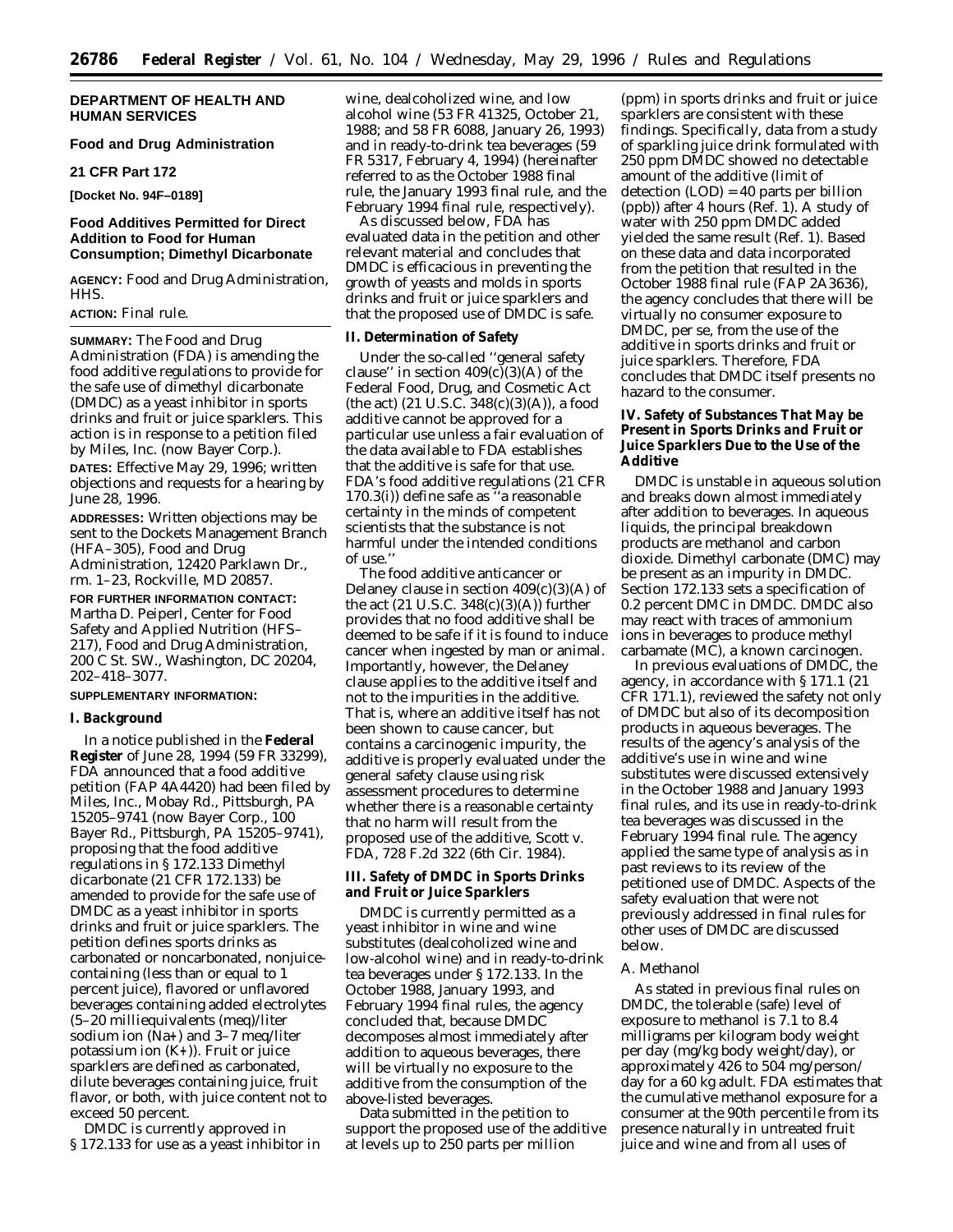**DEPARTMENT OF HEALTH AND HUMAN SERVICES**

**Food and Drug Administration**

**21 CFR Part 172**

**[Docket No. 94F–0189]**

## Food Additives Permitted for Direct Addition to Food for Human Consumption; Dimethyl Dicarbonate

**AGENCY:** Food and Drug Administration, HHS.

**ACTION:** Final rule.

**SUMMARY:** The Food and Drug Administration (FDA) is amending the food additive regulations to provide for the safe use of dimethyl dicarbonate (DMDC) as a yeast inhibitor in sports drinks and fruit or juice sparklers. This action is in response to a petition filed by Miles, Inc. (now Bayer Corp.).

**DATES:** Effective May 29, 1996; written objections and requests for a hearing by June 28, 1996.

**ADDRESSES:** Written objections may be sent to the Dockets Management Branch (HFA–305), Food and Drug Administration, 12420 Parklawn Dr., rm. 1–23, Rockville, MD 20857.

**FOR FURTHER INFORMATION CONTACT:** Martha D. Peiperl, Center for Food Safety and Applied Nutrition (HFS–217), Food and Drug Administration, 200 C St. SW., Washington, DC 20204, 202–418–3077.

**SUPPLEMENTARY INFORMATION:**

### I. Background

In a notice published in the **Federal Register** of June 28, 1994 (59 FR 33299), FDA announced that a food additive petition (FAP 4A4420) had been filed by Miles, Inc., Mobay Rd., Pittsburgh, PA 15205–9741 (now Bayer Corp., 100 Bayer Rd., Pittsburgh, PA 15205–9741), proposing that the food additive regulations in § 172.133 Dimethyl dicarbonate (21 CFR 172.133) be amended to provide for the safe use of DMDC as a yeast inhibitor in sports drinks and fruit or juice sparklers. The petition defines sports drinks as carbonated or noncarbonated, nonjuice-containing (less than or equal to 1 percent juice), flavored or unflavored beverages containing added electrolytes (5–20 milliequivalents (meq)/liter sodium ion ($Na^+$) and 3–7 meq/liter potassium ion ($K^+$)). Fruit or juice sparklers are defined as carbonated, dilute beverages containing juice, fruit flavor, or both, with juice content not to exceed 50 percent.

DMDC is currently approved in § 172.133 for use as a yeast inhibitor in wine, dealcoholized wine, and low alcohol wine (53 FR 41325, October 21, 1988; and 58 FR 6088, January 26, 1993) and in ready-to-drink tea beverages (59 FR 5317, February 4, 1994) (hereinafter referred to as the October 1988 final rule, the January 1993 final rule, and the February 1994 final rule, respectively).

As discussed below, FDA has evaluated data in the petition and other relevant material and concludes that DMDC is efficacious in preventing the growth of yeasts and molds in sports drinks and fruit or juice sparklers and that the proposed use of DMDC is safe.

### II. Determination of Safety

Under the so-called ''general safety clause'' in section 409(c)(3)(A) of the Federal Food, Drug, and Cosmetic Act (the act) (21 U.S.C. 348(c)(3)(A)), a food additive cannot be approved for a particular use unless a fair evaluation of the data available to FDA establishes that the additive is safe for that use. FDA's food additive regulations (21 CFR 170.3(i)) define safe as ''a reasonable certainty in the minds of competent scientists that the substance is not harmful under the intended conditions of use.''

The food additive anticancer or Delaney clause in section 409(c)(3)(A) of the act (21 U.S.C. 348(c)(3)(A)) further provides that no food additive shall be deemed to be safe if it is found to induce cancer when ingested by man or animal. Importantly, however, the Delaney clause applies to the additive itself and not to the impurities in the additive. That is, where an additive itself has not been shown to cause cancer, but contains a carcinogenic impurity, the additive is properly evaluated under the general safety clause using risk assessment procedures to determine whether there is a reasonable certainty that no harm will result from the proposed use of the additive, *Scott* v. *FDA*, 728 F.2d 322 (6th Cir. 1984).

### III. Safety of DMDC in Sports Drinks and Fruit or Juice Sparklers

DMDC is currently permitted as a yeast inhibitor in wine and wine substitutes (dealcoholized wine and low-alcohol wine) and in ready-to-drink tea beverages under § 172.133. In the October 1988, January 1993, and February 1994 final rules, the agency concluded that, because DMDC decomposes almost immediately after addition to aqueous beverages, there will be virtually no exposure to the additive from the consumption of the above-listed beverages.

Data submitted in the petition to support the proposed use of the additive at levels up to 250 parts per million (ppm) in sports drinks and fruit or juice sparklers are consistent with these findings. Specifically, data from a study of sparkling juice drink formulated with 250 ppm DMDC showed no detectable amount of the additive (limit of detection (LOD) = 40 parts per billion (ppb)) after 4 hours (Ref. 1). A study of water with 250 ppm DMDC added yielded the same result (Ref. 1). Based on these data and data incorporated from the petition that resulted in the October 1988 final rule (FAP 2A3636), the agency concludes that there will be virtually no consumer exposure to DMDC, per se, from the use of the additive in sports drinks and fruit or juice sparklers. Therefore, FDA concludes that DMDC itself presents no hazard to the consumer.

### IV. Safety of Substances That May be Present in Sports Drinks and Fruit or Juice Sparklers Due to the Use of the Additive

DMDC is unstable in aqueous solution and breaks down almost immediately after addition to beverages. In aqueous liquids, the principal breakdown products are methanol and carbon dioxide. Dimethyl carbonate (DMC) may be present as an impurity in DMDC. Section 172.133 sets a specification of 0.2 percent DMC in DMDC. DMDC also may react with traces of ammonium ions in beverages to produce methyl carbamate (MC), a known carcinogen.

In previous evaluations of DMDC, the agency, in accordance with § 171.1 (21 CFR 171.1), reviewed the safety not only of DMDC but also of its decomposition products in aqueous beverages. The results of the agency's analysis of the additive's use in wine and wine substitutes were discussed extensively in the October 1988 and January 1993 final rules, and its use in ready-to-drink tea beverages was discussed in the February 1994 final rule. The agency applied the same type of analysis as in past reviews to its review of the petitioned use of DMDC. Aspects of the safety evaluation that were not previously addressed in final rules for other uses of DMDC are discussed below.

#### *A. Methanol*

As stated in previous final rules on DMDC, the tolerable (safe) level of exposure to methanol is 7.1 to 8.4 milligrams per kilogram body weight per day (mg/kg body weight/day), or approximately 426 to 504 mg/person/day for a 60 kg adult. FDA estimates that the cumulative methanol exposure for a consumer at the 90th percentile from its presence naturally in untreated fruit juice and wine and from all uses of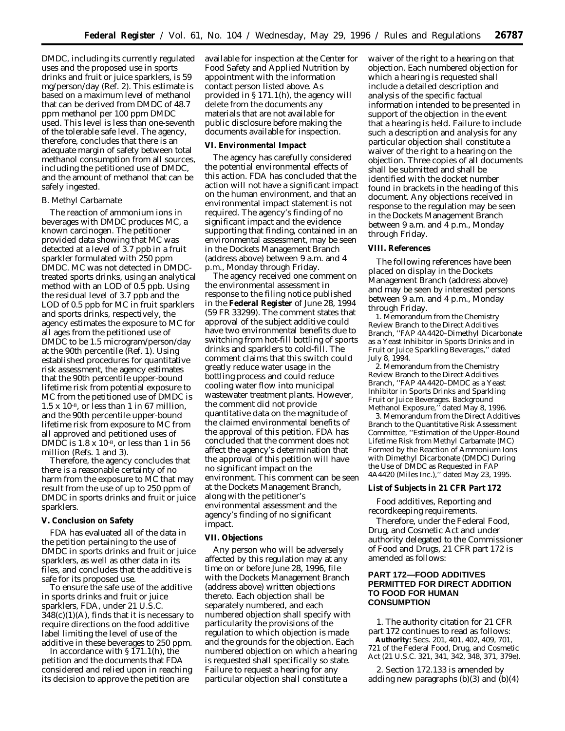DMDC, including its currently regulated uses and the proposed use in sports drinks and fruit or juice sparklers, is 59 mg/person/day (Ref. 2). This estimate is based on a maximum level of methanol that can be derived from DMDC of 48.7 ppm methanol per 100 ppm DMDC used. This level is less than one-seventh of the tolerable safe level. The agency, therefore, concludes that there is an adequate margin of safety between total methanol consumption from all sources, including the petitioned use of DMDC, and the amount of methanol that can be safely ingested.

### B. Methyl Carbamate

The reaction of ammonium ions in beverages with DMDC produces MC, a known carcinogen. The petitioner provided data showing that MC was detected at a level of 3.7 ppb in a fruit sparkler formulated with 250 ppm DMDC. MC was not detected in DMDC-treated sports drinks, using an analytical method with an LOD of 0.5 ppb. Using the residual level of 3.7 ppb and the LOD of 0.5 ppb for MC in fruit sparklers and sports drinks, respectively, the agency estimates the exposure to MC for all ages from the petitioned use of DMDC to be 1.5 microgram/person/day at the 90th percentile (Ref. 1). Using established procedures for quantitative risk assessment, the agency estimates that the 90th percentile upper-bound lifetime risk from potential exposure to MC from the petitioned use of DMDC is $1.5 \times 10^{-8}$, or less than 1 in 67 million, and the 90th percentile upper-bound lifetime risk from exposure to MC from all approved and petitioned uses of DMDC is $1.8 \times 10^{-8}$, or less than 1 in 56 million (Refs. 1 and 3).

Therefore, the agency concludes that there is a reasonable certainty of no harm from the exposure to MC that may result from the use of up to 250 ppm of DMDC in sports drinks and fruit or juice sparklers.

## V. Conclusion on Safety

FDA has evaluated all of the data in the petition pertaining to the use of DMDC in sports drinks and fruit or juice sparklers, as well as other data in its files, and concludes that the additive is safe for its proposed use.

To ensure the safe use of the additive in sports drinks and fruit or juice sparklers, FDA, under 21 U.S.C. 348(c)(1)(A), finds that it is necessary to require directions on the food additive label limiting the level of use of the additive in these beverages to 250 ppm.

In accordance with § 171.1(h), the petition and the documents that FDA considered and relied upon in reaching its decision to approve the petition are available for inspection at the Center for Food Safety and Applied Nutrition by appointment with the information contact person listed above. As provided in § 171.1(h), the agency will delete from the documents any materials that are not available for public disclosure before making the documents available for inspection.

## VI. Environmental Impact

The agency has carefully considered the potential environmental effects of this action. FDA has concluded that the action will not have a significant impact on the human environment, and that an environmental impact statement is not required. The agency's finding of no significant impact and the evidence supporting that finding, contained in an environmental assessment, may be seen in the Dockets Management Branch (address above) between 9 a.m. and 4 p.m., Monday through Friday.

The agency received one comment on the environmental assessment in response to the filing notice published in the **Federal Register** of June 28, 1994 (59 FR 33299). The comment states that approval of the subject additive could have two environmental benefits due to switching from hot-fill bottling of sports drinks and sparklers to cold-fill. The comment claims that this switch could greatly reduce water usage in the bottling process and could reduce cooling water flow into municipal wastewater treatment plants. However, the comment did not provide quantitative data on the magnitude of the claimed environmental benefits of the approval of this petition. FDA has concluded that the comment does not affect the agency's determination that the approval of this petition will have no significant impact on the environment. This comment can be seen at the Dockets Management Branch, along with the petitioner's environmental assessment and the agency's finding of no significant impact.

## VII. Objections

Any person who will be adversely affected by this regulation may at any time on or before June 28, 1996, file with the Dockets Management Branch (address above) written objections thereto. Each objection shall be separately numbered, and each numbered objection shall specify with particularity the provisions of the regulation to which objection is made and the grounds for the objection. Each numbered objection on which a hearing is requested shall specifically so state. Failure to request a hearing for any particular objection shall constitute a waiver of the right to a hearing on that objection. Each numbered objection for which a hearing is requested shall include a detailed description and analysis of the specific factual information intended to be presented in support of the objection in the event that a hearing is held. Failure to include such a description and analysis for any particular objection shall constitute a waiver of the right to a hearing on the objection. Three copies of all documents shall be submitted and shall be identified with the docket number found in brackets in the heading of this document. Any objections received in response to the regulation may be seen in the Dockets Management Branch between 9 a.m. and 4 p.m., Monday through Friday.

## VIII. References

The following references have been placed on display in the Dockets Management Branch (address above) and may be seen by interested persons between 9 a.m. and 4 p.m., Monday through Friday.

1. Memorandum from the Chemistry Review Branch to the Direct Additives Branch, "FAP 4A4420–Dimethyl Dicarbonate as a Yeast Inhibitor in Sports Drinks and in Fruit or Juice Sparkling Beverages," dated July 8, 1994.
2. Memorandum from the Chemistry Review Branch to the Direct Additives Branch, "FAP 4A4420–DMDC as a Yeast Inhibitor in Sports Drinks and Sparkling Fruit or Juice Beverages. Background Methanol Exposure," dated May 8, 1996.
3. Memorandum from the Direct Additives Branch to the Quantitative Risk Assessment Committee, "Estimation of the Upper-Bound Lifetime Risk from Methyl Carbamate (MC) Formed by the Reaction of Ammonium Ions with Dimethyl Dicarbonate (DMDC) During the Use of DMDC as Requested in FAP 4A4420 (Miles Inc.)," dated May 23, 1995.

### List of Subjects in 21 CFR Part 172

Food additives, Reporting and recordkeeping requirements.

Therefore, under the Federal Food, Drug, and Cosmetic Act and under authority delegated to the Commissioner of Food and Drugs, 21 CFR part 172 is amended as follows:

## PART 172—FOOD ADDITIVES PERMITTED FOR DIRECT ADDITION TO FOOD FOR HUMAN CONSUMPTION

1. The authority citation for 21 CFR part 172 continues to read as follows:

**Authority:** Secs. 201, 401, 402, 409, 701, 721 of the Federal Food, Drug, and Cosmetic Act (21 U.S.C. 321, 341, 342, 348, 371, 379e).

2. Section 172.133 is amended by adding new paragraphs (b)(3) and (b)(4)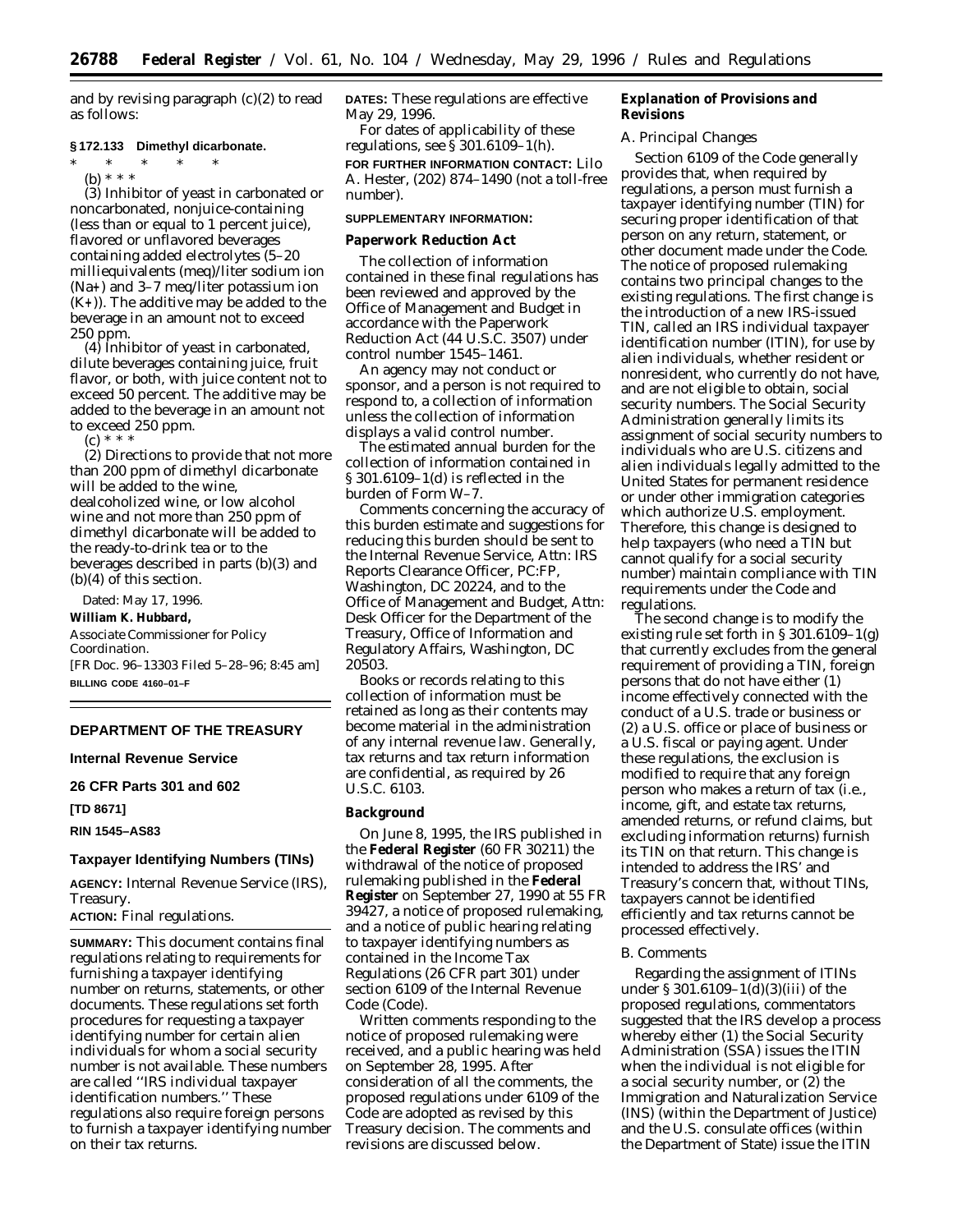and by revising paragraph (c)(2) to read as follows:

**§ 172.133 Dimethyl dicarbonate.**

\* \* \* \* \*

(b) \* \* \*

(3) Inhibitor of yeast in carbonated or noncarbonated, nonjuice-containing (less than or equal to 1 percent juice), flavored or unflavored beverages containing added electrolytes (5–20 milliequivalents (meq)/liter sodium ion (Na+) and 3–7 meq/liter potassium ion (K+)). The additive may be added to the beverage in an amount not to exceed 250 ppm.

(4) Inhibitor of yeast in carbonated, dilute beverages containing juice, fruit flavor, or both, with juice content not to exceed 50 percent. The additive may be added to the beverage in an amount not to exceed 250 ppm.

(c) \* \* \*

(2) Directions to provide that not more than 200 ppm of dimethyl dicarbonate will be added to the wine, dealcoholized wine, or low alcohol wine and not more than 250 ppm of dimethyl dicarbonate will be added to the ready-to-drink tea or to the beverages described in parts (b)(3) and (b)(4) of this section.

Dated: May 17, 1996.

**William K. Hubbard,**

*Associate Commissioner for Policy Coordination.*

[FR Doc. 96–13303 Filed 5–28–96; 8:45 am]

**BILLING CODE 4160–01–F**

## DEPARTMENT OF THE TREASURY

### Internal Revenue Service

### 26 CFR Parts 301 and 602

**[TD 8671]**

**RIN 1545–AS83**

### Taxpayer Identifying Numbers (TINs)

**AGENCY:** Internal Revenue Service (IRS), Treasury.

**ACTION:** Final regulations.

**SUMMARY:** This document contains final regulations relating to requirements for furnishing a taxpayer identifying number on returns, statements, or other documents. These regulations set forth procedures for requesting a taxpayer identifying number for certain alien individuals for whom a social security number is not available. These numbers are called ''IRS individual taxpayer identification numbers.'' These regulations also require foreign persons to furnish a taxpayer identifying number on their tax returns.

**DATES:** These regulations are effective May 29, 1996.

For dates of applicability of these regulations, see § 301.6109–1(h).

**FOR FURTHER INFORMATION CONTACT:** Lilo A. Hester, (202) 874–1490 (not a toll-free number).

**SUPPLEMENTARY INFORMATION:**

**Paperwork Reduction Act**

The collection of information contained in these final regulations has been reviewed and approved by the Office of Management and Budget in accordance with the Paperwork Reduction Act (44 U.S.C. 3507) under control number 1545–1461.

An agency may not conduct or sponsor, and a person is not required to respond to, a collection of information unless the collection of information displays a valid control number.

The estimated annual burden for the collection of information contained in § 301.6109–1(d) is reflected in the burden of Form W–7.

Comments concerning the accuracy of this burden estimate and suggestions for reducing this burden should be sent to the Internal Revenue Service, Attn: IRS Reports Clearance Officer, PC:FP, Washington, DC 20224, and to the Office of Management and Budget, Attn: Desk Officer for the Department of the Treasury, Office of Information and Regulatory Affairs, Washington, DC 20503.

Books or records relating to this collection of information must be retained as long as their contents may become material in the administration of any internal revenue law. Generally, tax returns and tax return information are confidential, as required by 26 U.S.C. 6103.

**Background**

On June 8, 1995, the IRS published in the **Federal Register** (60 FR 30211) the withdrawal of the notice of proposed rulemaking published in the **Federal Register** on September 27, 1990 at 55 FR 39427, a notice of proposed rulemaking, and a notice of public hearing relating to taxpayer identifying numbers as contained in the Income Tax Regulations (26 CFR part 301) under section 6109 of the Internal Revenue Code (Code).

Written comments responding to the notice of proposed rulemaking were received, and a public hearing was held on September 28, 1995. After consideration of all the comments, the proposed regulations under 6109 of the Code are adopted as revised by this Treasury decision. The comments and revisions are discussed below.

**Explanation of Provisions and Revisions**

*A. Principal Changes*

Section 6109 of the Code generally provides that, when required by regulations, a person must furnish a taxpayer identifying number (TIN) for securing proper identification of that person on any return, statement, or other document made under the Code. The notice of proposed rulemaking contains two principal changes to the existing regulations. The first change is the introduction of a new IRS-issued TIN, called an IRS individual taxpayer identification number (ITIN), for use by alien individuals, whether resident or nonresident, who currently do not have, and are not eligible to obtain, social security numbers. The Social Security Administration generally limits its assignment of social security numbers to individuals who are U.S. citizens and alien individuals legally admitted to the United States for permanent residence or under other immigration categories which authorize U.S. employment. Therefore, this change is designed to help taxpayers (who need a TIN but cannot qualify for a social security number) maintain compliance with TIN requirements under the Code and regulations.

The second change is to modify the existing rule set forth in § 301.6109–1(g) that currently excludes from the general requirement of providing a TIN, foreign persons that do not have either (1) income effectively connected with the conduct of a U.S. trade or business or (2) a U.S. office or place of business or a U.S. fiscal or paying agent. Under these regulations, the exclusion is modified to require that any foreign person who makes a return of tax (i.e., income, gift, and estate tax returns, amended returns, or refund claims, but excluding information returns) furnish its TIN on that return. This change is intended to address the IRS' and Treasury's concern that, without TINs, taxpayers cannot be identified efficiently and tax returns cannot be processed effectively.

*B. Comments*

Regarding the assignment of ITINs under § 301.6109–1(d)(3)(iii) of the proposed regulations, commentators suggested that the IRS develop a process whereby either (1) the Social Security Administration (SSA) issues the ITIN when the individual is not eligible for a social security number, or (2) the Immigration and Naturalization Service (INS) (within the Department of Justice) and the U.S. consulate offices (within the Department of State) issue the ITIN